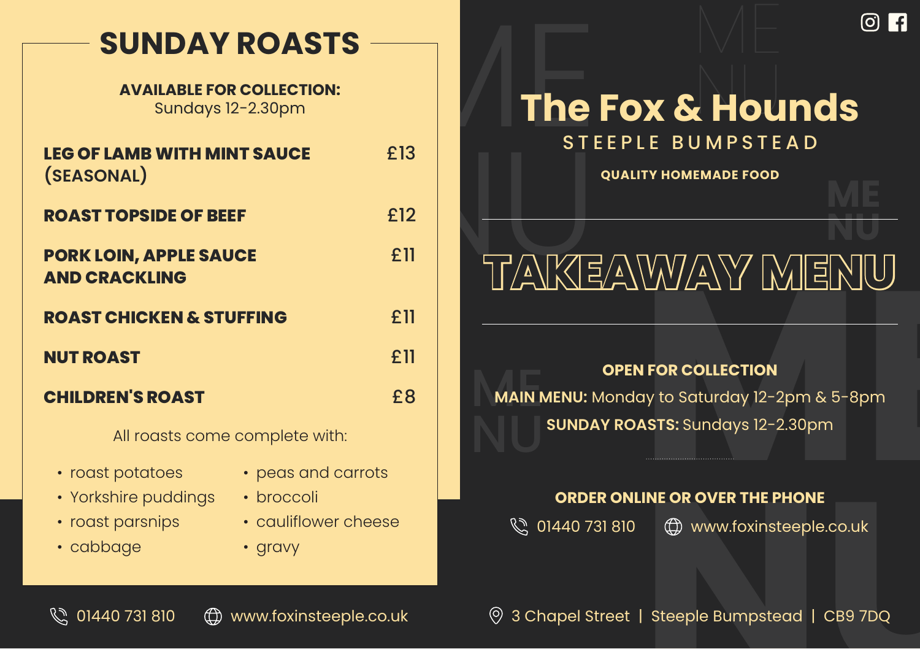# SUNDAY ROASTS

**AVAILABLE FOR COLLECTION:**
Sundays 12-2.30pm

| Dish | Price |
| --- | --- |
| **LEG OF LAMB WITH MINT SAUCE** (SEASONAL) | £13 |
| **ROAST TOPSIDE OF BEEF** | £12 |
| **PORK LOIN, APPLE SAUCE AND CRACKLING** | £11 |
| **ROAST CHICKEN & STUFFING** | £11 |
| **NUT ROAST** | £11 |
| **CHILDREN'S ROAST** | £8 |

All roasts come complete with:

- roast potatoes
- Yorkshire puddings
- roast parsnips
- cabbage
- peas and carrots
- broccoli
- cauliflower cheese
- gravy

01440 731 810 | www.foxinsteeple.co.uk

# The Fox & Hounds

## STEEPLE BUMPSTEAD

**QUALITY HOMEMADE FOOD**

# TAKEAWAY MENU

**OPEN FOR COLLECTION**

**MAIN MENU:** Monday to Saturday 12-2pm & 5-8pm

**SUNDAY ROASTS:** Sundays 12-2.30pm

**ORDER ONLINE OR OVER THE PHONE**

01440 731 810 | www.foxinsteeple.co.uk

3 Chapel Street | Steeple Bumpstead | CB9 7DQ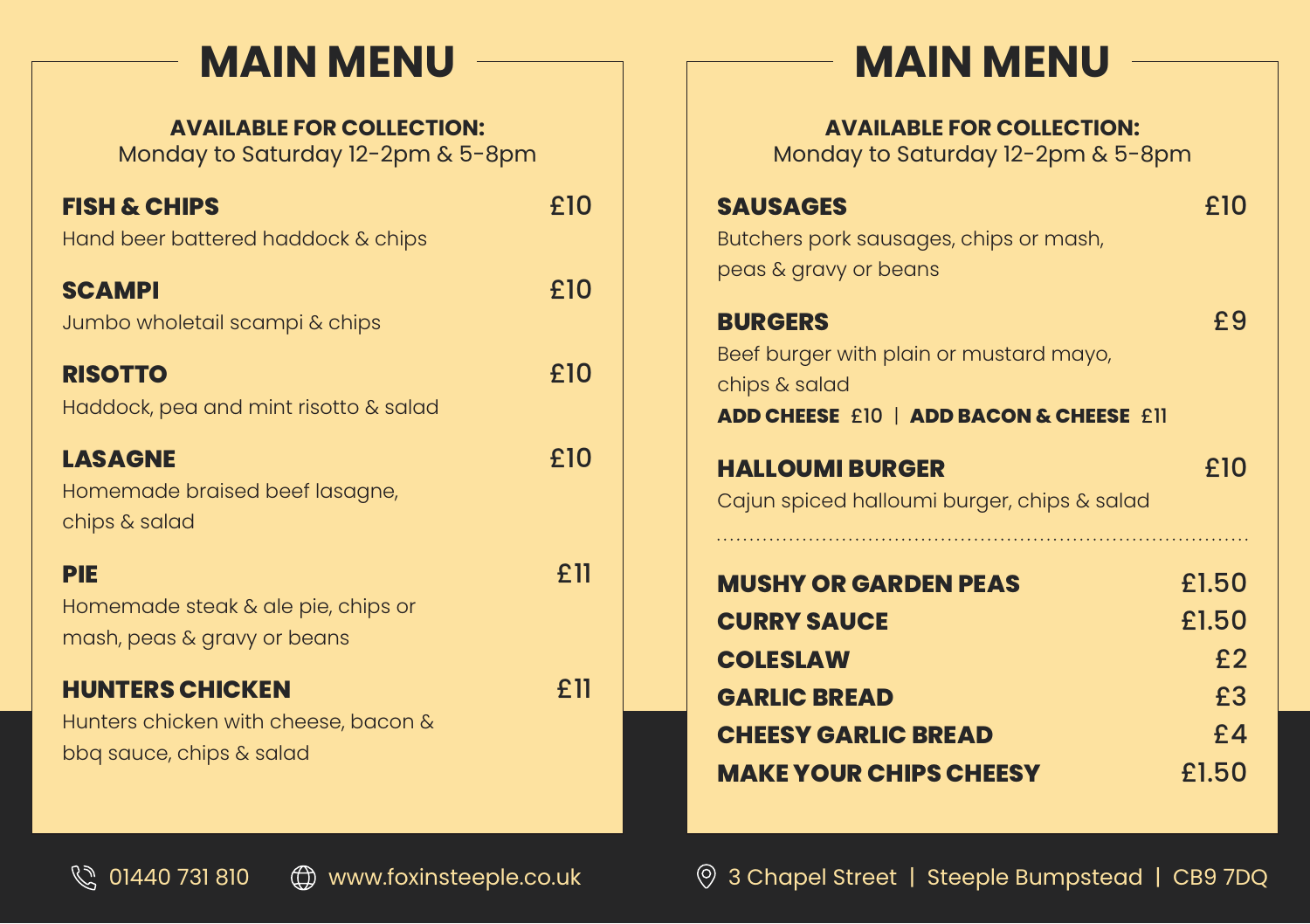# MAIN MENU

**AVAILABLE FOR COLLECTION:**
Monday to Saturday 12-2pm & 5-8pm

**FISH & CHIPS** £10
Hand beer battered haddock & chips

**SCAMPI** £10
Jumbo wholetail scampi & chips

**RISOTTO** £10
Haddock, pea and mint risotto & salad

**LASAGNE** £10
Homemade braised beef lasagne, chips & salad

**PIE** £11
Homemade steak & ale pie, chips or mash, peas & gravy or beans

**HUNTERS CHICKEN** £11
Hunters chicken with cheese, bacon & bbq sauce, chips & salad

# MAIN MENU

**AVAILABLE FOR COLLECTION:**
Monday to Saturday 12-2pm & 5-8pm

**SAUSAGES** £10
Butchers pork sausages, chips or mash, peas & gravy or beans

**BURGERS** £9
Beef burger with plain or mustard mayo, chips & salad
**ADD CHEESE** £10 | **ADD BACON & CHEESE** £11

**HALLOUMI BURGER** £10
Cajun spiced halloumi burger, chips & salad

| | |
|---|---|
| **MUSHY OR GARDEN PEAS** | £1.50 |
| **CURRY SAUCE** | £1.50 |
| **COLESLAW** | £2 |
| **GARLIC BREAD** | £3 |
| **CHEESY GARLIC BREAD** | £4 |
| **MAKE YOUR CHIPS CHEESY** | £1.50 |

01440 731 810 www.foxinsteeple.co.uk

3 Chapel Street | Steeple Bumpstead | CB9 7DQ